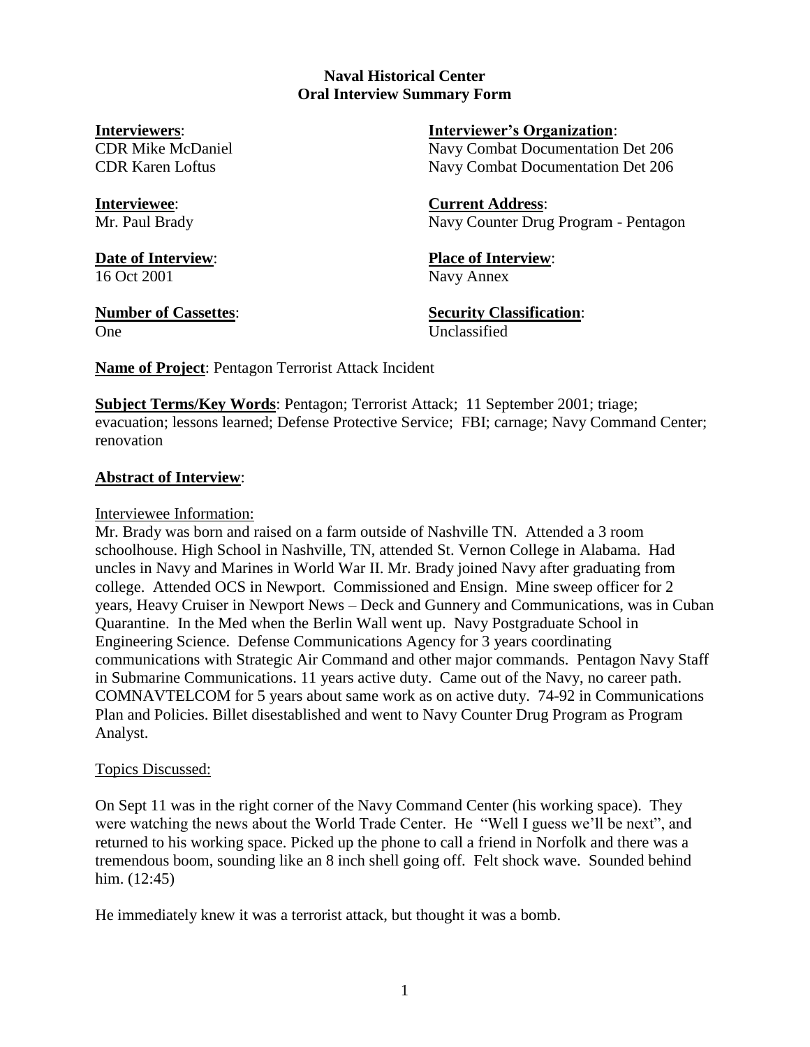**Naval Historical Center**
**Oral Interview Summary Form**

**Interviewers**:
CDR Mike McDaniel
CDR Karen Loftus

**Interviewer's Organization**:
Navy Combat Documentation Det 206
Navy Combat Documentation Det 206

**Interviewee**:
Mr. Paul Brady

**Current Address**:
Navy Counter Drug Program - Pentagon

**Date of Interview**:
16 Oct 2001

**Place of Interview**:
Navy Annex

**Number of Cassettes**:
One

**Security Classification**:
Unclassified

**Name of Project**: Pentagon Terrorist Attack Incident

**Subject Terms/Key Words**: Pentagon; Terrorist Attack; 11 September 2001; triage; evacuation; lessons learned; Defense Protective Service; FBI; carnage; Navy Command Center; renovation

**Abstract of Interview**:

Interviewee Information:

Mr. Brady was born and raised on a farm outside of Nashville TN. Attended a 3 room schoolhouse. High School in Nashville, TN, attended St. Vernon College in Alabama. Had uncles in Navy and Marines in World War II. Mr. Brady joined Navy after graduating from college. Attended OCS in Newport. Commissioned and Ensign. Mine sweep officer for 2 years, Heavy Cruiser in Newport News – Deck and Gunnery and Communications, was in Cuban Quarantine. In the Med when the Berlin Wall went up. Navy Postgraduate School in Engineering Science. Defense Communications Agency for 3 years coordinating communications with Strategic Air Command and other major commands. Pentagon Navy Staff in Submarine Communications. 11 years active duty. Came out of the Navy, no career path. COMNAVTELCOM for 5 years about same work as on active duty. 74-92 in Communications Plan and Policies. Billet disestablished and went to Navy Counter Drug Program as Program Analyst.

Topics Discussed:

On Sept 11 was in the right corner of the Navy Command Center (his working space). They were watching the news about the World Trade Center. He "Well I guess we'll be next", and returned to his working space. Picked up the phone to call a friend in Norfolk and there was a tremendous boom, sounding like an 8 inch shell going off. Felt shock wave. Sounded behind him. (12:45)

He immediately knew it was a terrorist attack, but thought it was a bomb.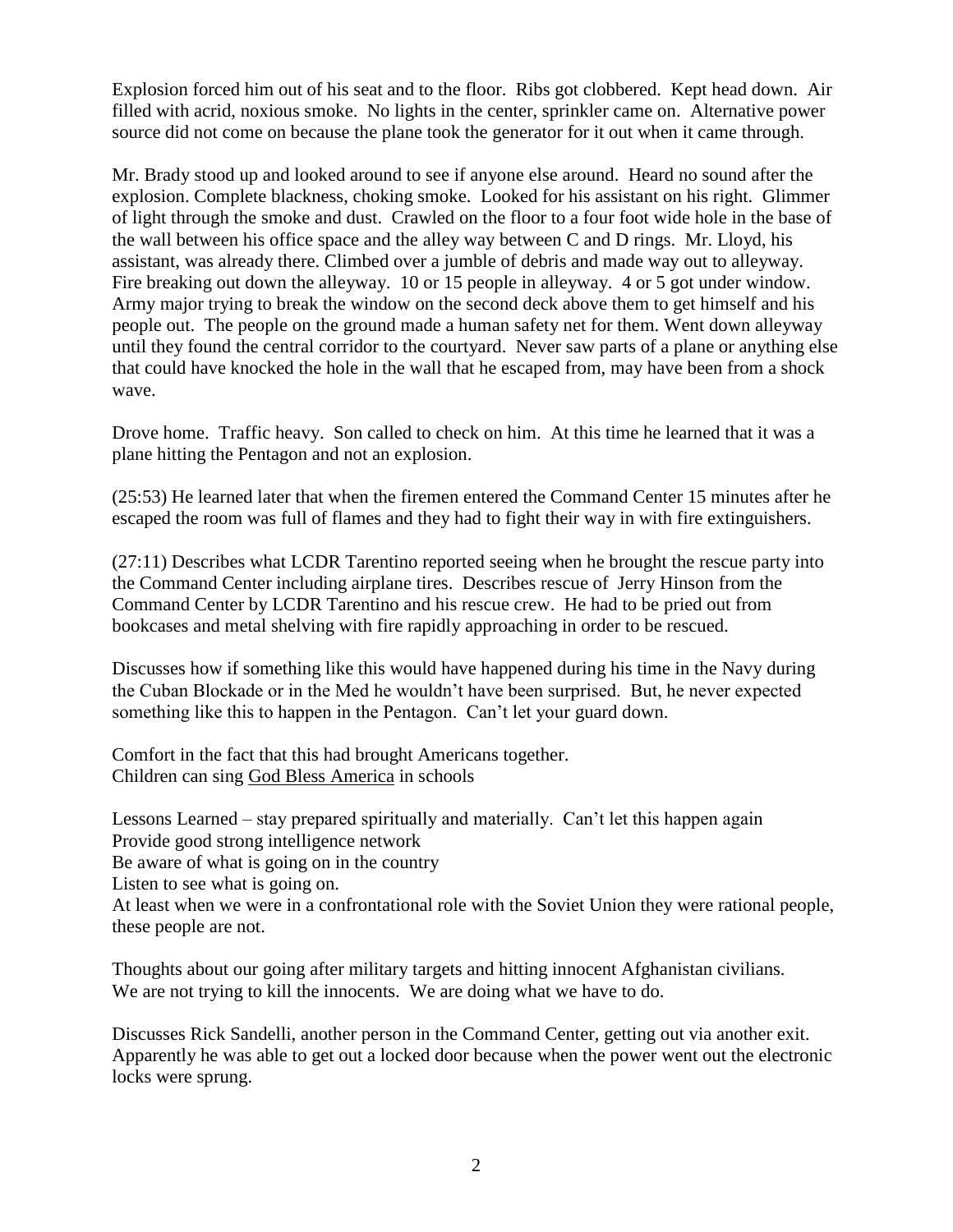Explosion forced him out of his seat and to the floor. Ribs got clobbered. Kept head down. Air filled with acrid, noxious smoke. No lights in the center, sprinkler came on. Alternative power source did not come on because the plane took the generator for it out when it came through.

Mr. Brady stood up and looked around to see if anyone else around. Heard no sound after the explosion. Complete blackness, choking smoke. Looked for his assistant on his right. Glimmer of light through the smoke and dust. Crawled on the floor to a four foot wide hole in the base of the wall between his office space and the alley way between C and D rings. Mr. Lloyd, his assistant, was already there. Climbed over a jumble of debris and made way out to alleyway. Fire breaking out down the alleyway. 10 or 15 people in alleyway. 4 or 5 got under window. Army major trying to break the window on the second deck above them to get himself and his people out. The people on the ground made a human safety net for them. Went down alleyway until they found the central corridor to the courtyard. Never saw parts of a plane or anything else that could have knocked the hole in the wall that he escaped from, may have been from a shock wave.

Drove home. Traffic heavy. Son called to check on him. At this time he learned that it was a plane hitting the Pentagon and not an explosion.

(25:53) He learned later that when the firemen entered the Command Center 15 minutes after he escaped the room was full of flames and they had to fight their way in with fire extinguishers.

(27:11) Describes what LCDR Tarentino reported seeing when he brought the rescue party into the Command Center including airplane tires. Describes rescue of Jerry Hinson from the Command Center by LCDR Tarentino and his rescue crew. He had to be pried out from bookcases and metal shelving with fire rapidly approaching in order to be rescued.

Discusses how if something like this would have happened during his time in the Navy during the Cuban Blockade or in the Med he wouldn't have been surprised. But, he never expected something like this to happen in the Pentagon. Can't let your guard down.

Comfort in the fact that this had brought Americans together.
Children can sing God Bless America in schools

Lessons Learned – stay prepared spiritually and materially. Can't let this happen again
Provide good strong intelligence network
Be aware of what is going on in the country
Listen to see what is going on.
At least when we were in a confrontational role with the Soviet Union they were rational people, these people are not.

Thoughts about our going after military targets and hitting innocent Afghanistan civilians.
We are not trying to kill the innocents. We are doing what we have to do.

Discusses Rick Sandelli, another person in the Command Center, getting out via another exit. Apparently he was able to get out a locked door because when the power went out the electronic locks were sprung.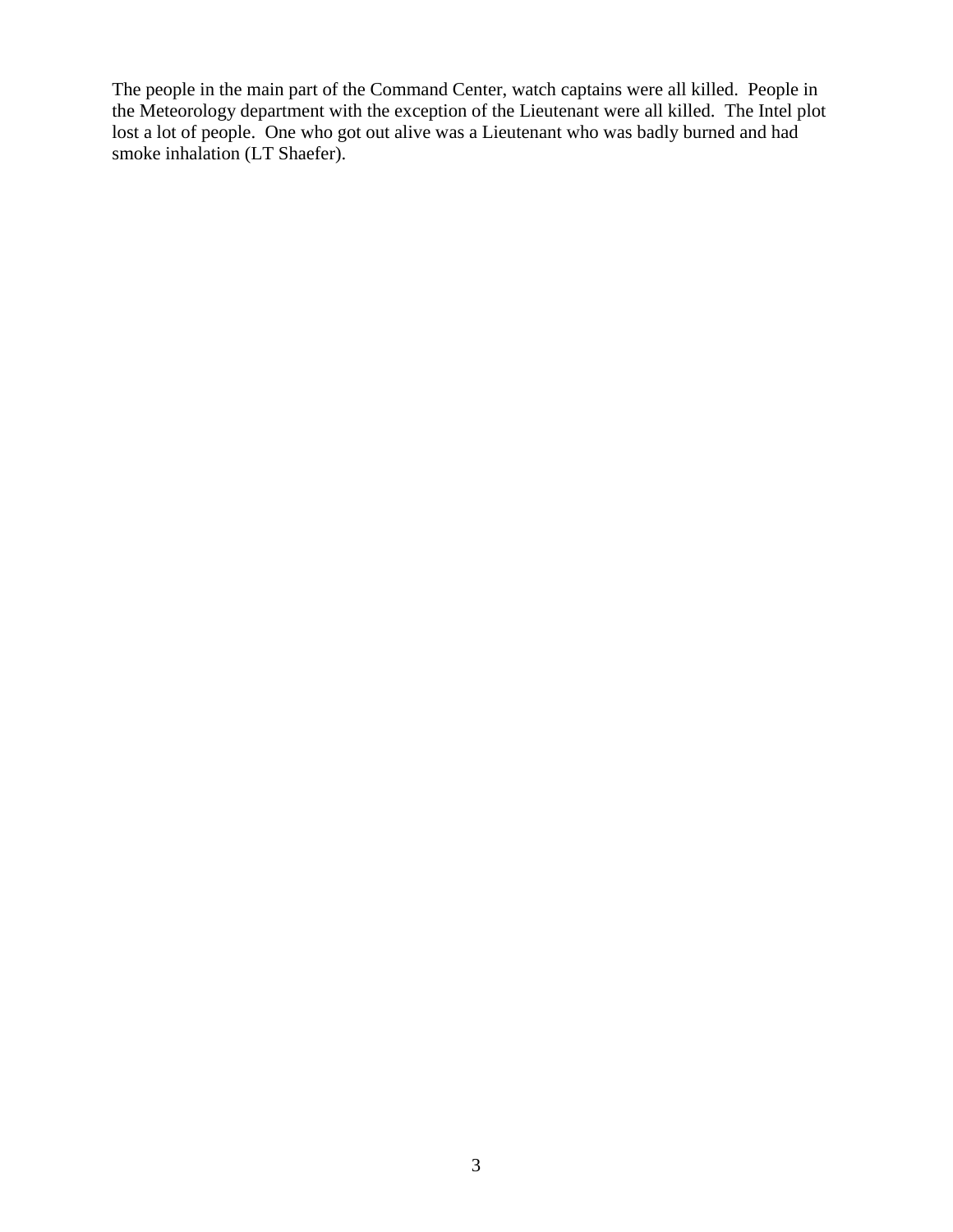The people in the main part of the Command Center, watch captains were all killed. People in the Meteorology department with the exception of the Lieutenant were all killed. The Intel plot lost a lot of people. One who got out alive was a Lieutenant who was badly burned and had smoke inhalation (LT Shaefer).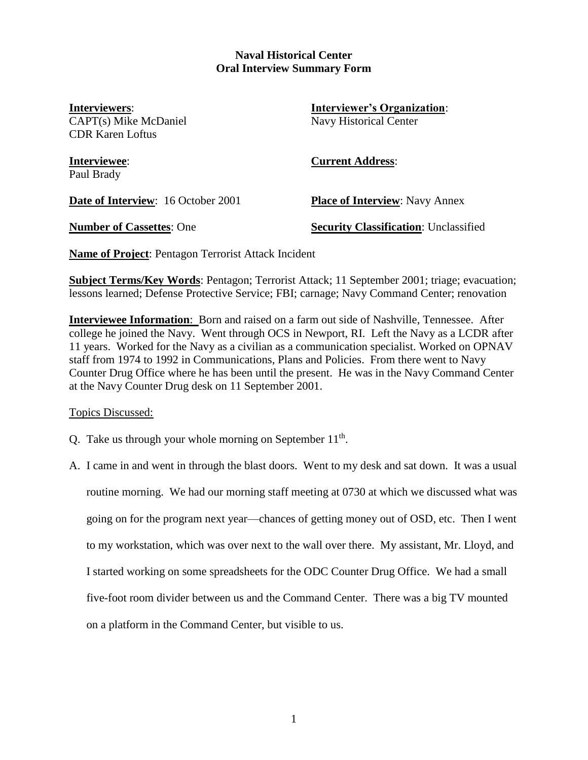**Naval Historical Center**
**Oral Interview Summary Form**

**Interviewers**:
CAPT(s) Mike McDaniel
CDR Karen Loftus

**Interviewer's Organization**:
Navy Historical Center

**Interviewee**:
Paul Brady

**Current Address**:

**Date of Interview**: 16 October 2001

**Place of Interview**: Navy Annex

**Number of Cassettes**: One

**Security Classification**: Unclassified

**Name of Project**: Pentagon Terrorist Attack Incident

**Subject Terms/Key Words**: Pentagon; Terrorist Attack; 11 September 2001; triage; evacuation; lessons learned; Defense Protective Service; FBI; carnage; Navy Command Center; renovation

**Interviewee Information**: Born and raised on a farm out side of Nashville, Tennessee. After college he joined the Navy. Went through OCS in Newport, RI. Left the Navy as a LCDR after 11 years. Worked for the Navy as a civilian as a communication specialist. Worked on OPNAV staff from 1974 to 1992 in Communications, Plans and Policies. From there went to Navy Counter Drug Office where he has been until the present. He was in the Navy Command Center at the Navy Counter Drug desk on 11 September 2001.

Topics Discussed:

Q. Take us through your whole morning on September 11th.

A. I came in and went in through the blast doors. Went to my desk and sat down. It was a usual routine morning. We had our morning staff meeting at 0730 at which we discussed what was going on for the program next year—chances of getting money out of OSD, etc. Then I went to my workstation, which was over next to the wall over there. My assistant, Mr. Lloyd, and I started working on some spreadsheets for the ODC Counter Drug Office. We had a small five-foot room divider between us and the Command Center. There was a big TV mounted on a platform in the Command Center, but visible to us.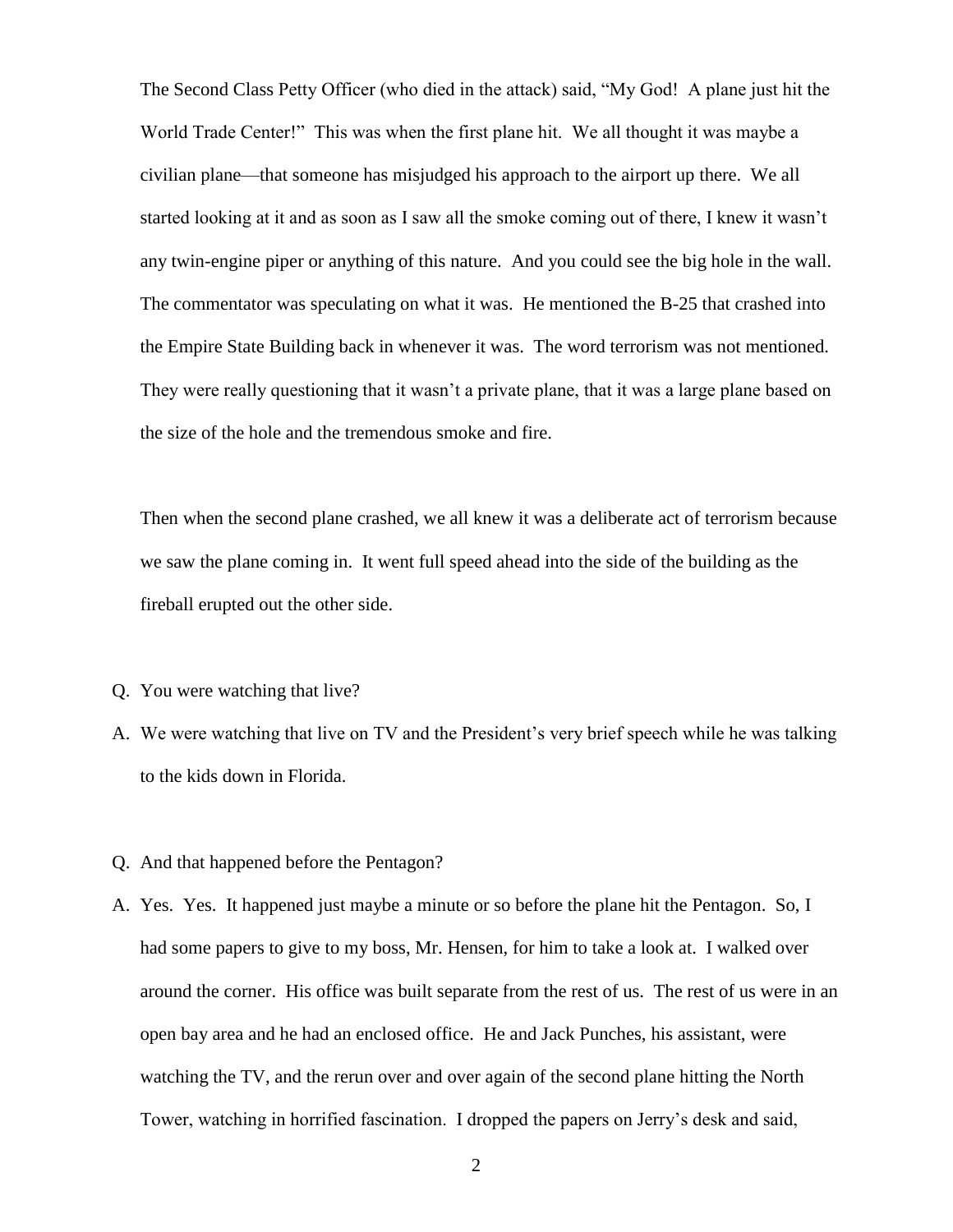The Second Class Petty Officer (who died in the attack) said, "My God! A plane just hit the World Trade Center!" This was when the first plane hit. We all thought it was maybe a civilian plane—that someone has misjudged his approach to the airport up there. We all started looking at it and as soon as I saw all the smoke coming out of there, I knew it wasn't any twin-engine piper or anything of this nature. And you could see the big hole in the wall. The commentator was speculating on what it was. He mentioned the B-25 that crashed into the Empire State Building back in whenever it was. The word terrorism was not mentioned. They were really questioning that it wasn't a private plane, that it was a large plane based on the size of the hole and the tremendous smoke and fire.

Then when the second plane crashed, we all knew it was a deliberate act of terrorism because we saw the plane coming in. It went full speed ahead into the side of the building as the fireball erupted out the other side.

Q. You were watching that live?

A. We were watching that live on TV and the President's very brief speech while he was talking to the kids down in Florida.

Q. And that happened before the Pentagon?

A. Yes. Yes. It happened just maybe a minute or so before the plane hit the Pentagon. So, I had some papers to give to my boss, Mr. Hensen, for him to take a look at. I walked over around the corner. His office was built separate from the rest of us. The rest of us were in an open bay area and he had an enclosed office. He and Jack Punches, his assistant, were watching the TV, and the rerun over and over again of the second plane hitting the North Tower, watching in horrified fascination. I dropped the papers on Jerry's desk and said,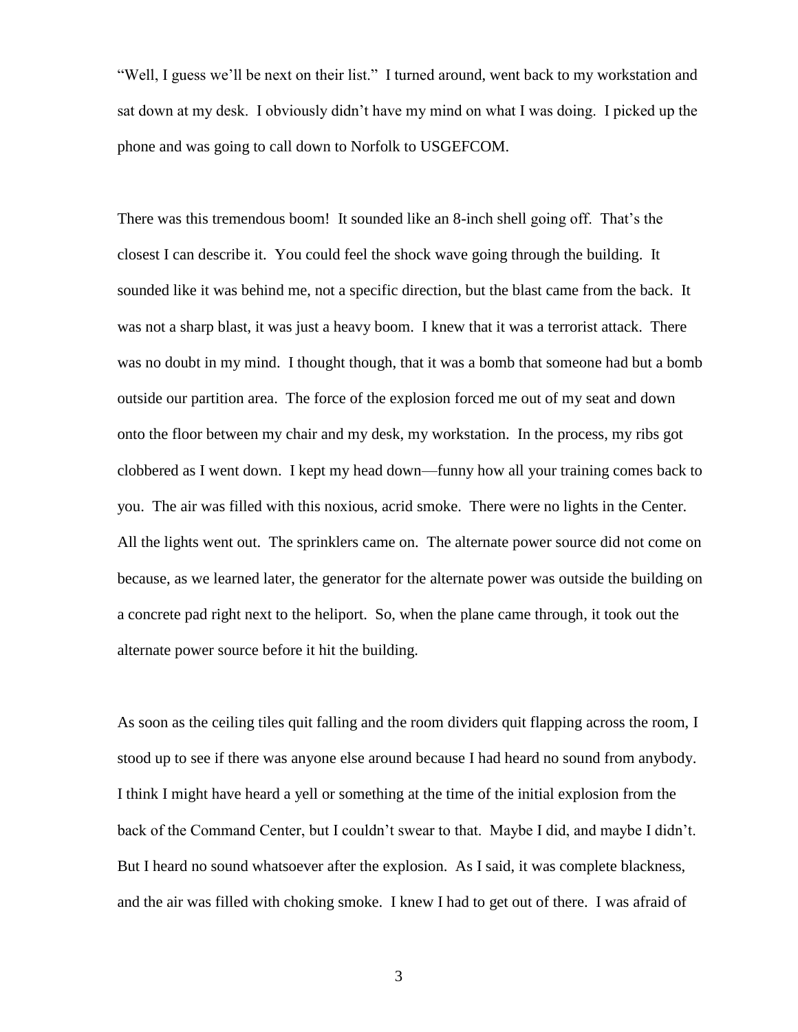"Well, I guess we'll be next on their list." I turned around, went back to my workstation and sat down at my desk. I obviously didn't have my mind on what I was doing. I picked up the phone and was going to call down to Norfolk to USGEFCOM.

There was this tremendous boom! It sounded like an 8-inch shell going off. That's the closest I can describe it. You could feel the shock wave going through the building. It sounded like it was behind me, not a specific direction, but the blast came from the back. It was not a sharp blast, it was just a heavy boom. I knew that it was a terrorist attack. There was no doubt in my mind. I thought though, that it was a bomb that someone had but a bomb outside our partition area. The force of the explosion forced me out of my seat and down onto the floor between my chair and my desk, my workstation. In the process, my ribs got clobbered as I went down. I kept my head down—funny how all your training comes back to you. The air was filled with this noxious, acrid smoke. There were no lights in the Center. All the lights went out. The sprinklers came on. The alternate power source did not come on because, as we learned later, the generator for the alternate power was outside the building on a concrete pad right next to the heliport. So, when the plane came through, it took out the alternate power source before it hit the building.

As soon as the ceiling tiles quit falling and the room dividers quit flapping across the room, I stood up to see if there was anyone else around because I had heard no sound from anybody. I think I might have heard a yell or something at the time of the initial explosion from the back of the Command Center, but I couldn't swear to that. Maybe I did, and maybe I didn't. But I heard no sound whatsoever after the explosion. As I said, it was complete blackness, and the air was filled with choking smoke. I knew I had to get out of there. I was afraid of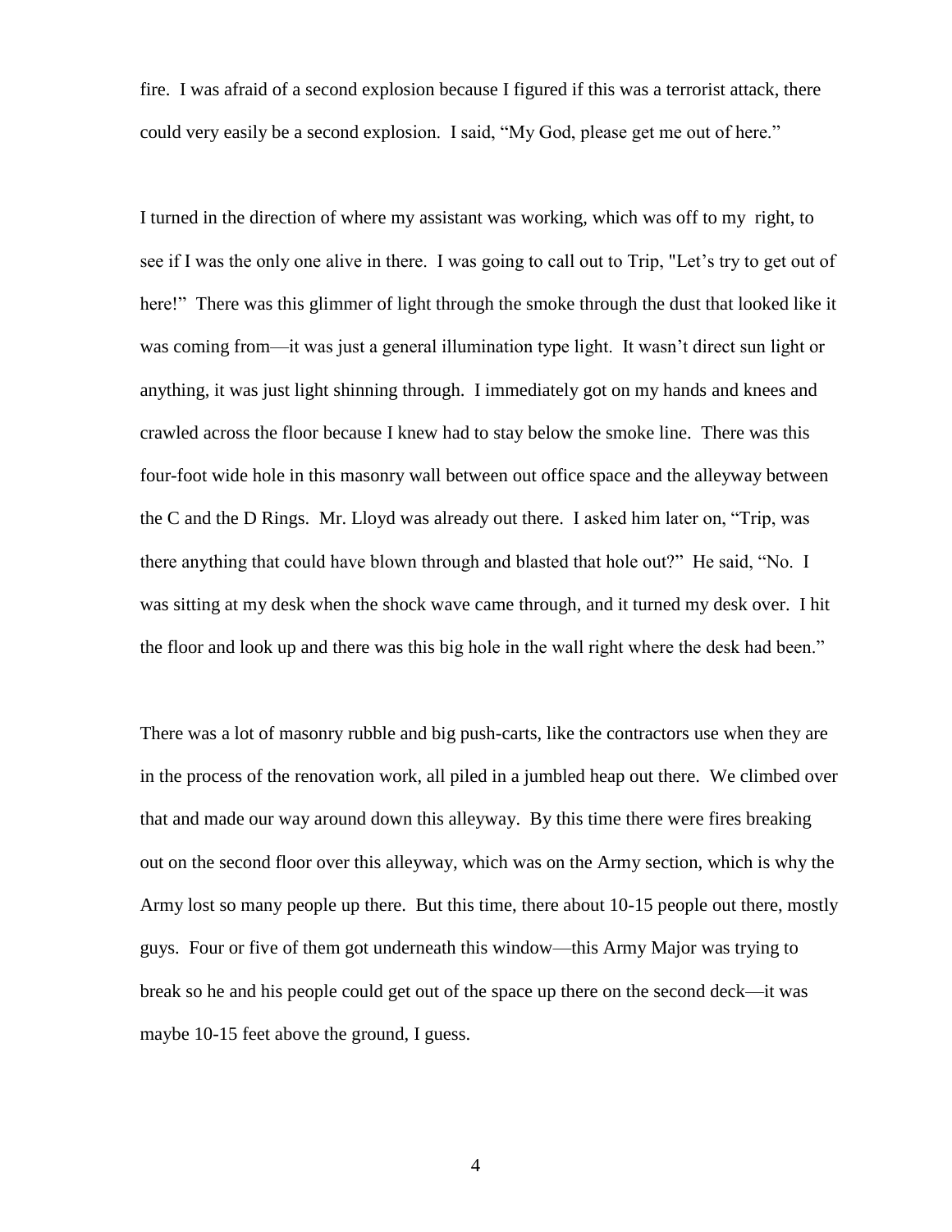fire. I was afraid of a second explosion because I figured if this was a terrorist attack, there could very easily be a second explosion. I said, "My God, please get me out of here."

I turned in the direction of where my assistant was working, which was off to my right, to see if I was the only one alive in there. I was going to call out to Trip, "Let's try to get out of here!" There was this glimmer of light through the smoke through the dust that looked like it was coming from—it was just a general illumination type light. It wasn't direct sun light or anything, it was just light shinning through. I immediately got on my hands and knees and crawled across the floor because I knew had to stay below the smoke line. There was this four-foot wide hole in this masonry wall between out office space and the alleyway between the C and the D Rings. Mr. Lloyd was already out there. I asked him later on, "Trip, was there anything that could have blown through and blasted that hole out?" He said, "No. I was sitting at my desk when the shock wave came through, and it turned my desk over. I hit the floor and look up and there was this big hole in the wall right where the desk had been."

There was a lot of masonry rubble and big push-carts, like the contractors use when they are in the process of the renovation work, all piled in a jumbled heap out there. We climbed over that and made our way around down this alleyway. By this time there were fires breaking out on the second floor over this alleyway, which was on the Army section, which is why the Army lost so many people up there. But this time, there about 10-15 people out there, mostly guys. Four or five of them got underneath this window—this Army Major was trying to break so he and his people could get out of the space up there on the second deck—it was maybe 10-15 feet above the ground, I guess.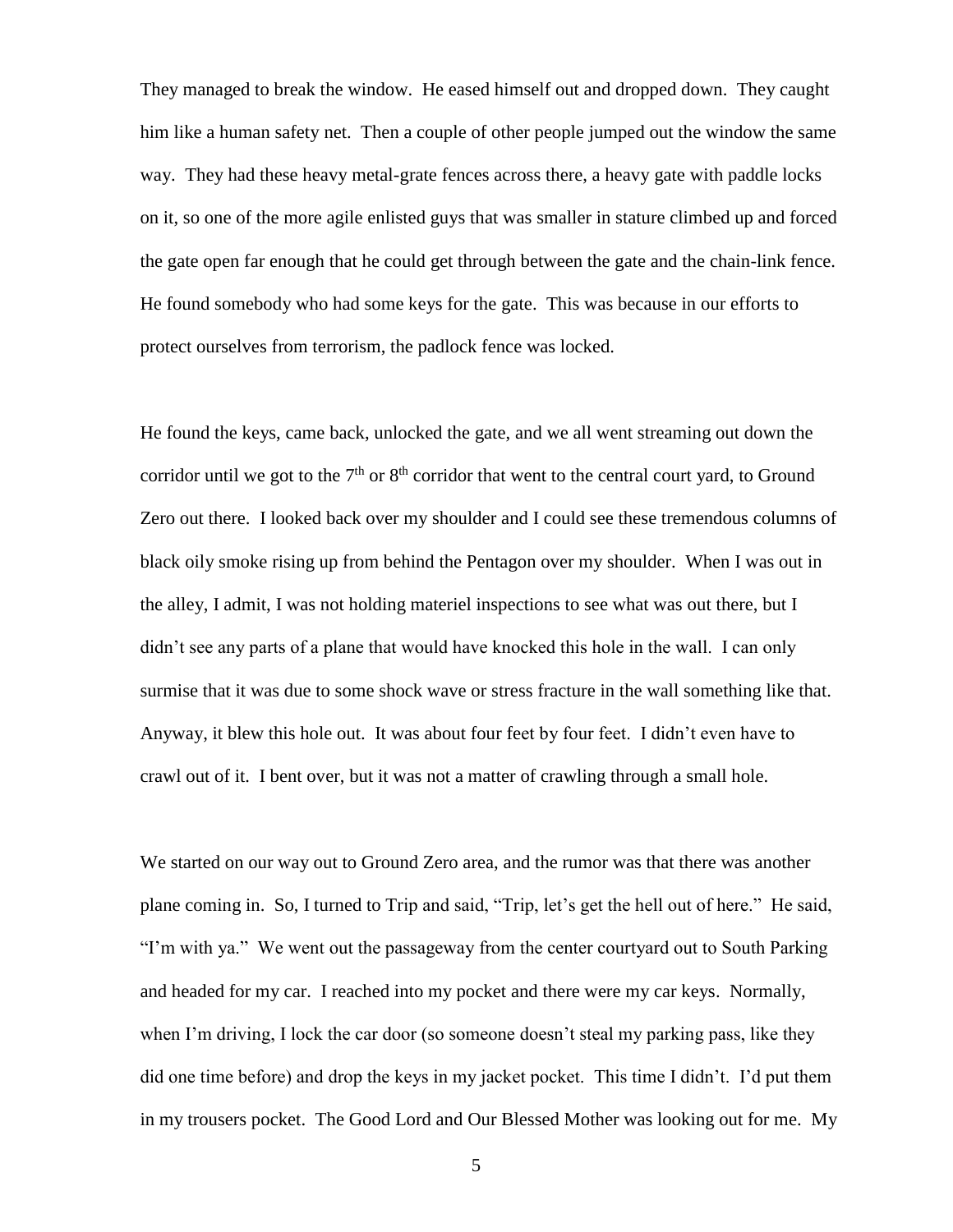They managed to break the window. He eased himself out and dropped down. They caught him like a human safety net. Then a couple of other people jumped out the window the same way. They had these heavy metal-grate fences across there, a heavy gate with paddle locks on it, so one of the more agile enlisted guys that was smaller in stature climbed up and forced the gate open far enough that he could get through between the gate and the chain-link fence. He found somebody who had some keys for the gate. This was because in our efforts to protect ourselves from terrorism, the padlock fence was locked.

He found the keys, came back, unlocked the gate, and we all went streaming out down the corridor until we got to the 7th or 8th corridor that went to the central court yard, to Ground Zero out there. I looked back over my shoulder and I could see these tremendous columns of black oily smoke rising up from behind the Pentagon over my shoulder. When I was out in the alley, I admit, I was not holding materiel inspections to see what was out there, but I didn't see any parts of a plane that would have knocked this hole in the wall. I can only surmise that it was due to some shock wave or stress fracture in the wall something like that. Anyway, it blew this hole out. It was about four feet by four feet. I didn't even have to crawl out of it. I bent over, but it was not a matter of crawling through a small hole.

We started on our way out to Ground Zero area, and the rumor was that there was another plane coming in. So, I turned to Trip and said, "Trip, let's get the hell out of here." He said, "I'm with ya." We went out the passageway from the center courtyard out to South Parking and headed for my car. I reached into my pocket and there were my car keys. Normally, when I'm driving, I lock the car door (so someone doesn't steal my parking pass, like they did one time before) and drop the keys in my jacket pocket. This time I didn't. I'd put them in my trousers pocket. The Good Lord and Our Blessed Mother was looking out for me. My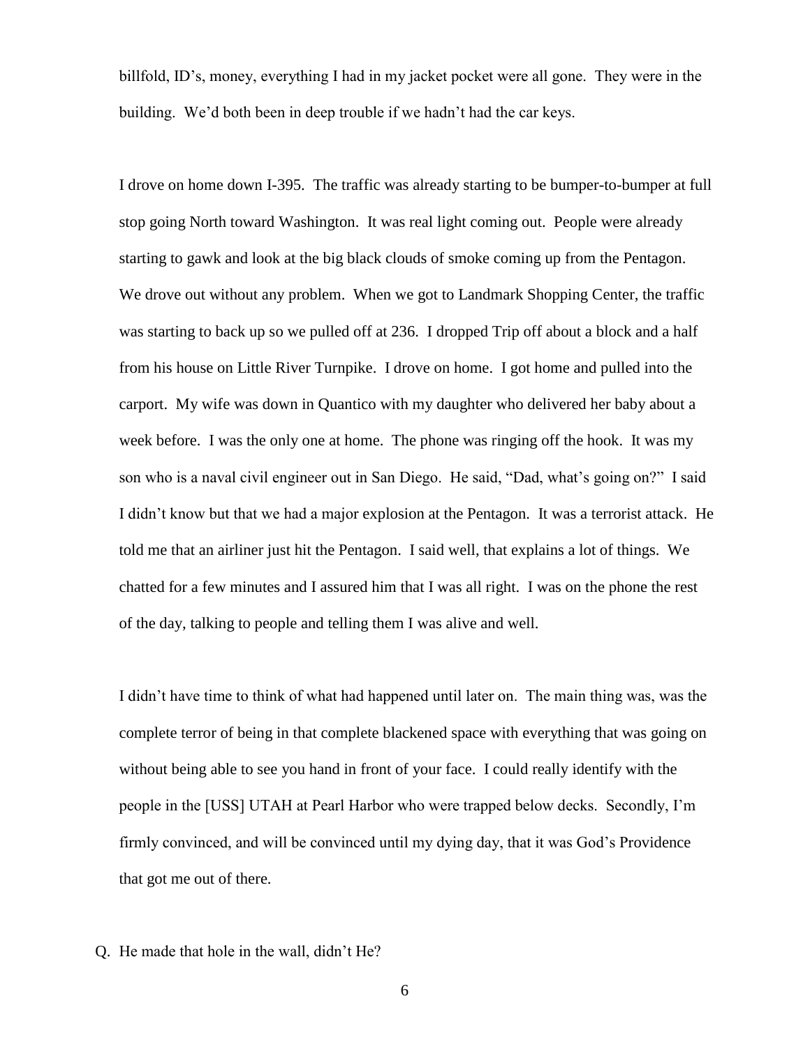billfold, ID's, money, everything I had in my jacket pocket were all gone. They were in the building. We'd both been in deep trouble if we hadn't had the car keys.

I drove on home down I-395. The traffic was already starting to be bumper-to-bumper at full stop going North toward Washington. It was real light coming out. People were already starting to gawk and look at the big black clouds of smoke coming up from the Pentagon. We drove out without any problem. When we got to Landmark Shopping Center, the traffic was starting to back up so we pulled off at 236. I dropped Trip off about a block and a half from his house on Little River Turnpike. I drove on home. I got home and pulled into the carport. My wife was down in Quantico with my daughter who delivered her baby about a week before. I was the only one at home. The phone was ringing off the hook. It was my son who is a naval civil engineer out in San Diego. He said, "Dad, what's going on?" I said I didn't know but that we had a major explosion at the Pentagon. It was a terrorist attack. He told me that an airliner just hit the Pentagon. I said well, that explains a lot of things. We chatted for a few minutes and I assured him that I was all right. I was on the phone the rest of the day, talking to people and telling them I was alive and well.

I didn't have time to think of what had happened until later on. The main thing was, was the complete terror of being in that complete blackened space with everything that was going on without being able to see you hand in front of your face. I could really identify with the people in the [USS] UTAH at Pearl Harbor who were trapped below decks. Secondly, I'm firmly convinced, and will be convinced until my dying day, that it was God's Providence that got me out of there.

Q. He made that hole in the wall, didn't He?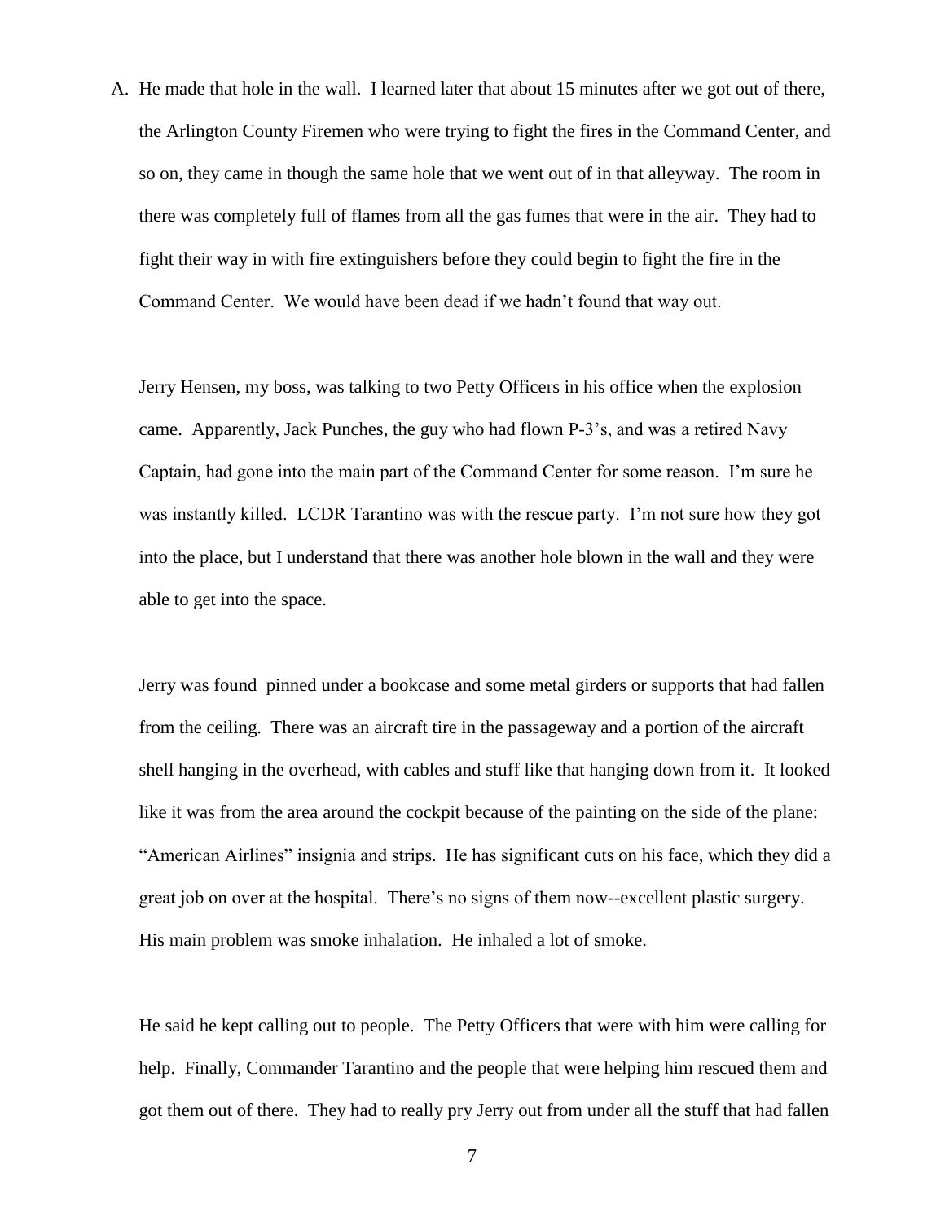A. He made that hole in the wall. I learned later that about 15 minutes after we got out of there, the Arlington County Firemen who were trying to fight the fires in the Command Center, and so on, they came in though the same hole that we went out of in that alleyway. The room in there was completely full of flames from all the gas fumes that were in the air. They had to fight their way in with fire extinguishers before they could begin to fight the fire in the Command Center. We would have been dead if we hadn't found that way out.

Jerry Hensen, my boss, was talking to two Petty Officers in his office when the explosion came. Apparently, Jack Punches, the guy who had flown P-3's, and was a retired Navy Captain, had gone into the main part of the Command Center for some reason. I'm sure he was instantly killed. LCDR Tarantino was with the rescue party. I'm not sure how they got into the place, but I understand that there was another hole blown in the wall and they were able to get into the space.

Jerry was found pinned under a bookcase and some metal girders or supports that had fallen from the ceiling. There was an aircraft tire in the passageway and a portion of the aircraft shell hanging in the overhead, with cables and stuff like that hanging down from it. It looked like it was from the area around the cockpit because of the painting on the side of the plane: "American Airlines" insignia and strips. He has significant cuts on his face, which they did a great job on over at the hospital. There's no signs of them now--excellent plastic surgery. His main problem was smoke inhalation. He inhaled a lot of smoke.

He said he kept calling out to people. The Petty Officers that were with him were calling for help. Finally, Commander Tarantino and the people that were helping him rescued them and got them out of there. They had to really pry Jerry out from under all the stuff that had fallen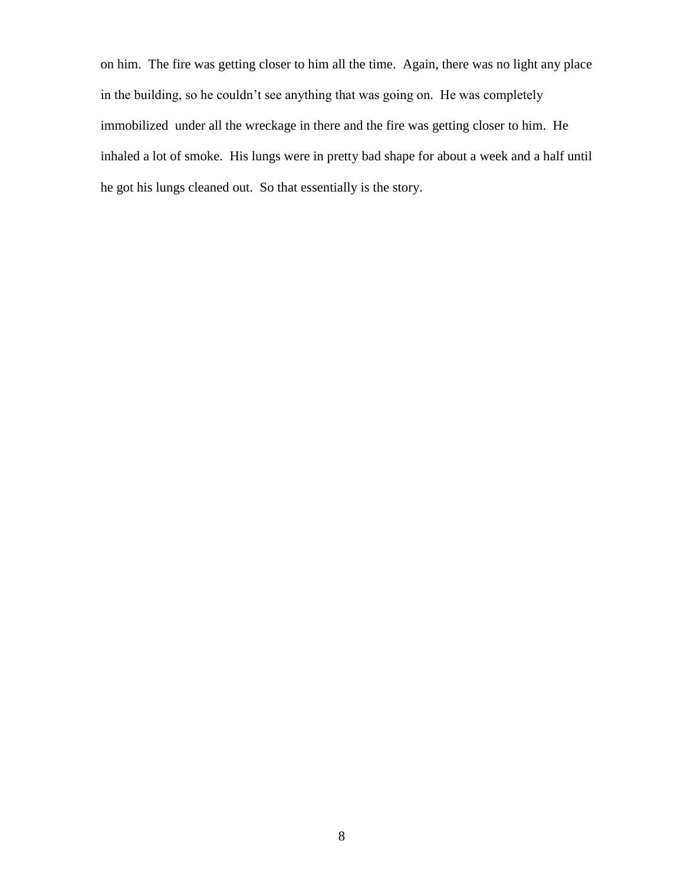on him. The fire was getting closer to him all the time. Again, there was no light any place in the building, so he couldn't see anything that was going on. He was completely immobilized under all the wreckage in there and the fire was getting closer to him. He inhaled a lot of smoke. His lungs were in pretty bad shape for about a week and a half until he got his lungs cleaned out. So that essentially is the story.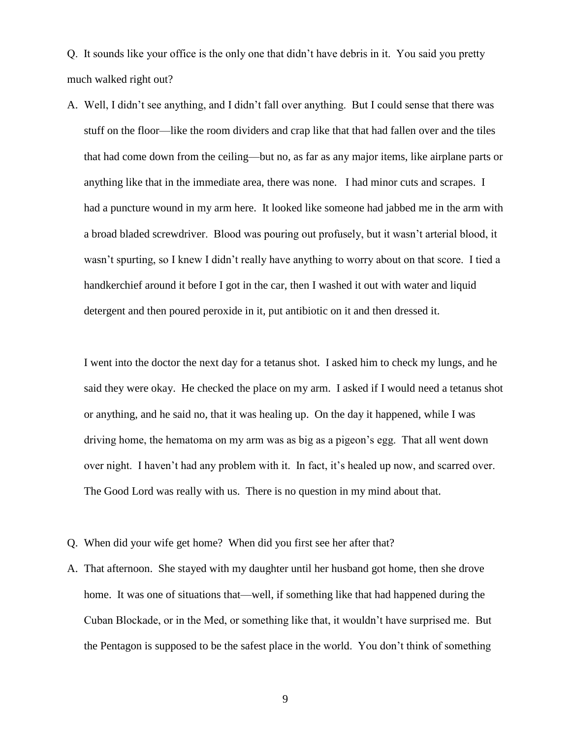Q. It sounds like your office is the only one that didn't have debris in it. You said you pretty much walked right out?

A. Well, I didn't see anything, and I didn't fall over anything. But I could sense that there was stuff on the floor—like the room dividers and crap like that that had fallen over and the tiles that had come down from the ceiling—but no, as far as any major items, like airplane parts or anything like that in the immediate area, there was none. I had minor cuts and scrapes. I had a puncture wound in my arm here. It looked like someone had jabbed me in the arm with a broad bladed screwdriver. Blood was pouring out profusely, but it wasn't arterial blood, it wasn't spurting, so I knew I didn't really have anything to worry about on that score. I tied a handkerchief around it before I got in the car, then I washed it out with water and liquid detergent and then poured peroxide in it, put antibiotic on it and then dressed it.

I went into the doctor the next day for a tetanus shot. I asked him to check my lungs, and he said they were okay. He checked the place on my arm. I asked if I would need a tetanus shot or anything, and he said no, that it was healing up. On the day it happened, while I was driving home, the hematoma on my arm was as big as a pigeon's egg. That all went down over night. I haven't had any problem with it. In fact, it's healed up now, and scarred over. The Good Lord was really with us. There is no question in my mind about that.

Q. When did your wife get home? When did you first see her after that?

A. That afternoon. She stayed with my daughter until her husband got home, then she drove home. It was one of situations that—well, if something like that had happened during the Cuban Blockade, or in the Med, or something like that, it wouldn't have surprised me. But the Pentagon is supposed to be the safest place in the world. You don't think of something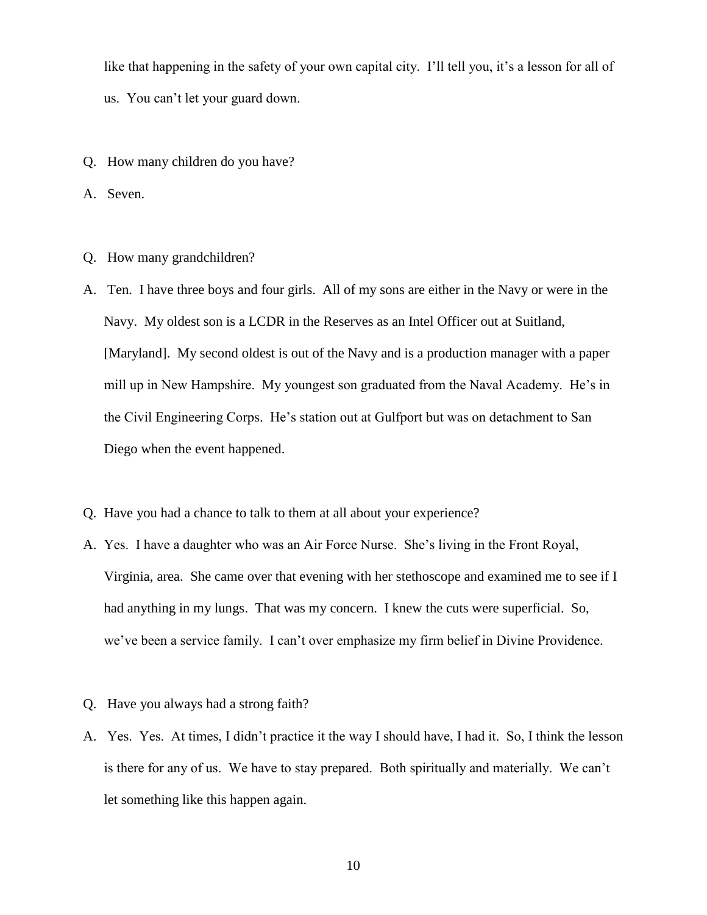like that happening in the safety of your own capital city. I'll tell you, it's a lesson for all of us. You can't let your guard down.

Q. How many children do you have?

A. Seven.

Q. How many grandchildren?

A. Ten. I have three boys and four girls. All of my sons are either in the Navy or were in the Navy. My oldest son is a LCDR in the Reserves as an Intel Officer out at Suitland, [Maryland]. My second oldest is out of the Navy and is a production manager with a paper mill up in New Hampshire. My youngest son graduated from the Naval Academy. He's in the Civil Engineering Corps. He's station out at Gulfport but was on detachment to San Diego when the event happened.

Q. Have you had a chance to talk to them at all about your experience?

A. Yes. I have a daughter who was an Air Force Nurse. She's living in the Front Royal, Virginia, area. She came over that evening with her stethoscope and examined me to see if I had anything in my lungs. That was my concern. I knew the cuts were superficial. So, we've been a service family. I can't over emphasize my firm belief in Divine Providence.

Q. Have you always had a strong faith?

A. Yes. Yes. At times, I didn't practice it the way I should have, I had it. So, I think the lesson is there for any of us. We have to stay prepared. Both spiritually and materially. We can't let something like this happen again.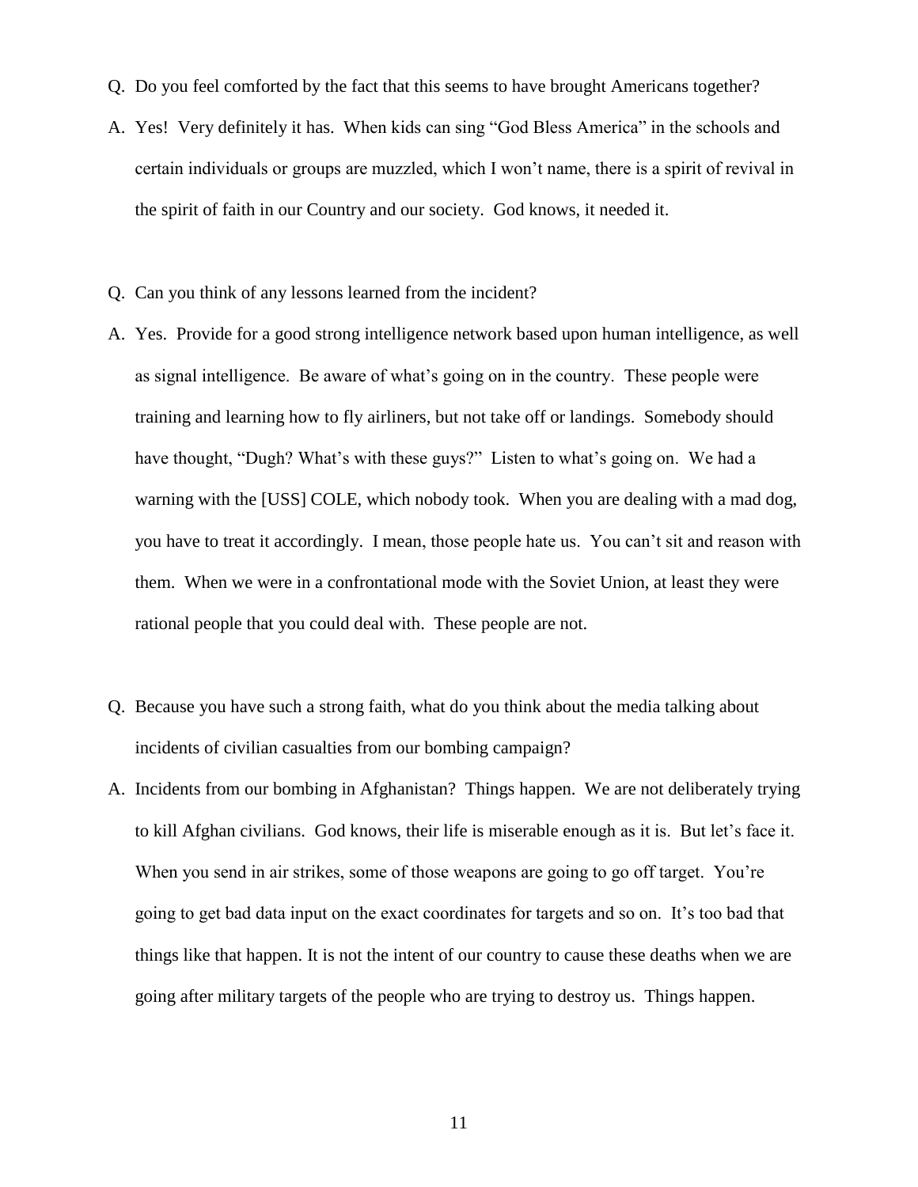Q. Do you feel comforted by the fact that this seems to have brought Americans together?

A. Yes! Very definitely it has. When kids can sing "God Bless America" in the schools and certain individuals or groups are muzzled, which I won't name, there is a spirit of revival in the spirit of faith in our Country and our society. God knows, it needed it.

Q. Can you think of any lessons learned from the incident?

A. Yes. Provide for a good strong intelligence network based upon human intelligence, as well as signal intelligence. Be aware of what's going on in the country. These people were training and learning how to fly airliners, but not take off or landings. Somebody should have thought, "Dugh? What's with these guys?" Listen to what's going on. We had a warning with the [USS] COLE, which nobody took. When you are dealing with a mad dog, you have to treat it accordingly. I mean, those people hate us. You can't sit and reason with them. When we were in a confrontational mode with the Soviet Union, at least they were rational people that you could deal with. These people are not.

Q. Because you have such a strong faith, what do you think about the media talking about incidents of civilian casualties from our bombing campaign?

A. Incidents from our bombing in Afghanistan? Things happen. We are not deliberately trying to kill Afghan civilians. God knows, their life is miserable enough as it is. But let's face it. When you send in air strikes, some of those weapons are going to go off target. You're going to get bad data input on the exact coordinates for targets and so on. It's too bad that things like that happen. It is not the intent of our country to cause these deaths when we are going after military targets of the people who are trying to destroy us. Things happen.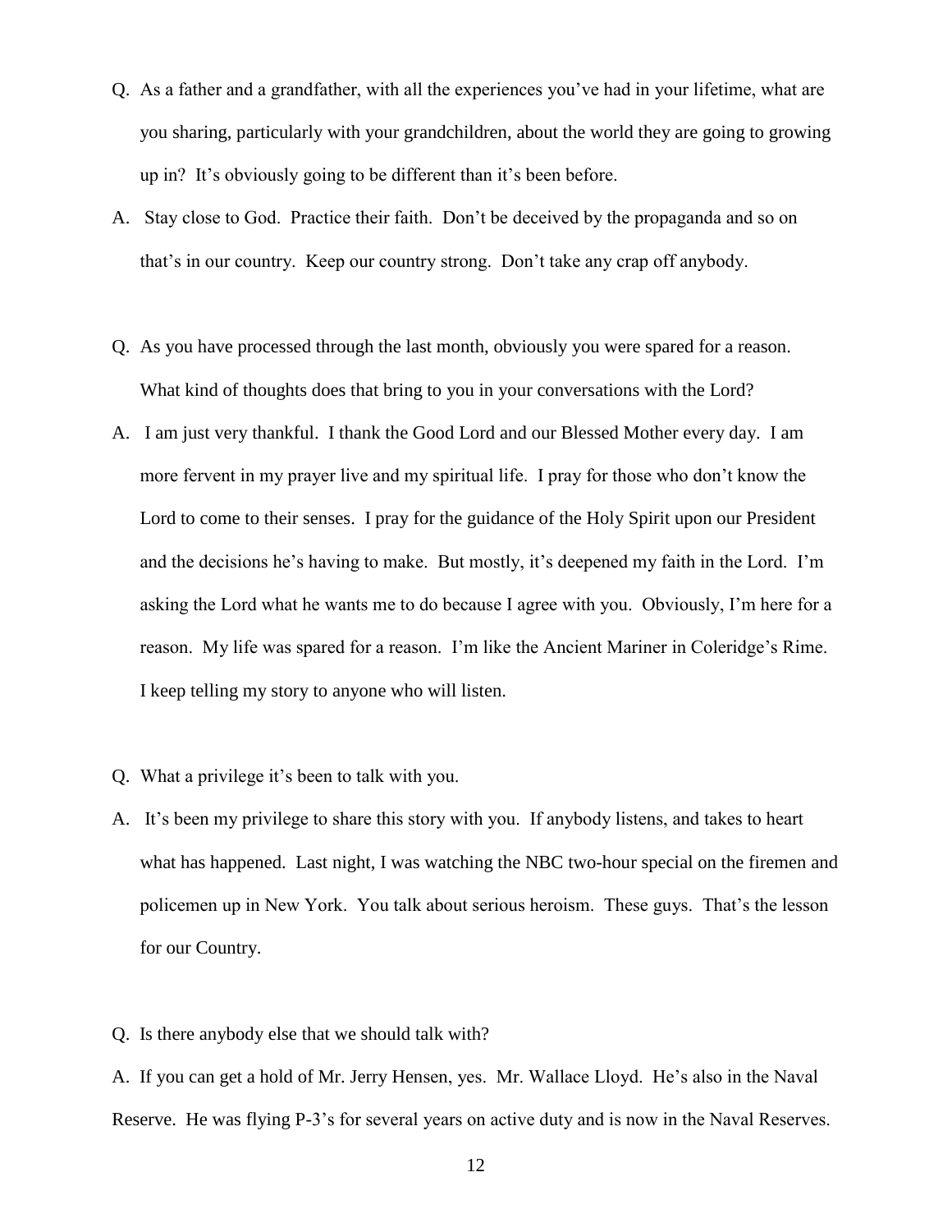Q. As a father and a grandfather, with all the experiences you've had in your lifetime, what are you sharing, particularly with your grandchildren, about the world they are going to growing up in? It's obviously going to be different than it's been before.

A. Stay close to God. Practice their faith. Don't be deceived by the propaganda and so on that's in our country. Keep our country strong. Don't take any crap off anybody.

Q. As you have processed through the last month, obviously you were spared for a reason. What kind of thoughts does that bring to you in your conversations with the Lord?

A. I am just very thankful. I thank the Good Lord and our Blessed Mother every day. I am more fervent in my prayer live and my spiritual life. I pray for those who don't know the Lord to come to their senses. I pray for the guidance of the Holy Spirit upon our President and the decisions he's having to make. But mostly, it's deepened my faith in the Lord. I'm asking the Lord what he wants me to do because I agree with you. Obviously, I'm here for a reason. My life was spared for a reason. I'm like the Ancient Mariner in Coleridge's Rime. I keep telling my story to anyone who will listen.

Q. What a privilege it's been to talk with you.

A. It's been my privilege to share this story with you. If anybody listens, and takes to heart what has happened. Last night, I was watching the NBC two-hour special on the firemen and policemen up in New York. You talk about serious heroism. These guys. That's the lesson for our Country.

Q. Is there anybody else that we should talk with?

A. If you can get a hold of Mr. Jerry Hensen, yes. Mr. Wallace Lloyd. He's also in the Naval Reserve. He was flying P-3's for several years on active duty and is now in the Naval Reserves.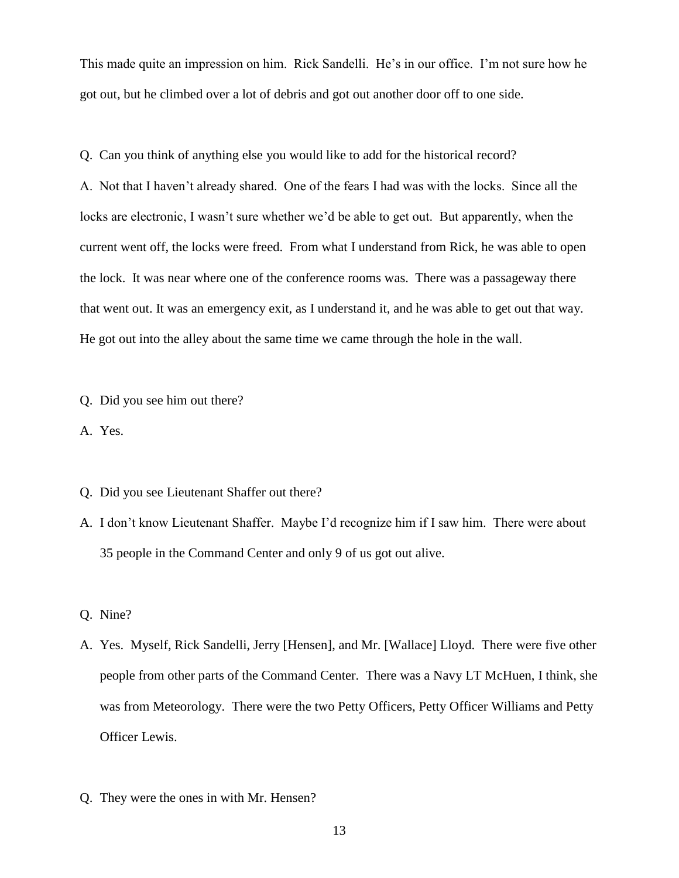This made quite an impression on him. Rick Sandelli. He's in our office. I'm not sure how he got out, but he climbed over a lot of debris and got out another door off to one side.

Q. Can you think of anything else you would like to add for the historical record?

A. Not that I haven't already shared. One of the fears I had was with the locks. Since all the locks are electronic, I wasn't sure whether we'd be able to get out. But apparently, when the current went off, the locks were freed. From what I understand from Rick, he was able to open the lock. It was near where one of the conference rooms was. There was a passageway there that went out. It was an emergency exit, as I understand it, and he was able to get out that way. He got out into the alley about the same time we came through the hole in the wall.

Q. Did you see him out there?

A. Yes.

Q. Did you see Lieutenant Shaffer out there?

A. I don't know Lieutenant Shaffer. Maybe I'd recognize him if I saw him. There were about 35 people in the Command Center and only 9 of us got out alive.

Q. Nine?

A. Yes. Myself, Rick Sandelli, Jerry [Hensen], and Mr. [Wallace] Lloyd. There were five other people from other parts of the Command Center. There was a Navy LT McHuen, I think, she was from Meteorology. There were the two Petty Officers, Petty Officer Williams and Petty Officer Lewis.

Q. They were the ones in with Mr. Hensen?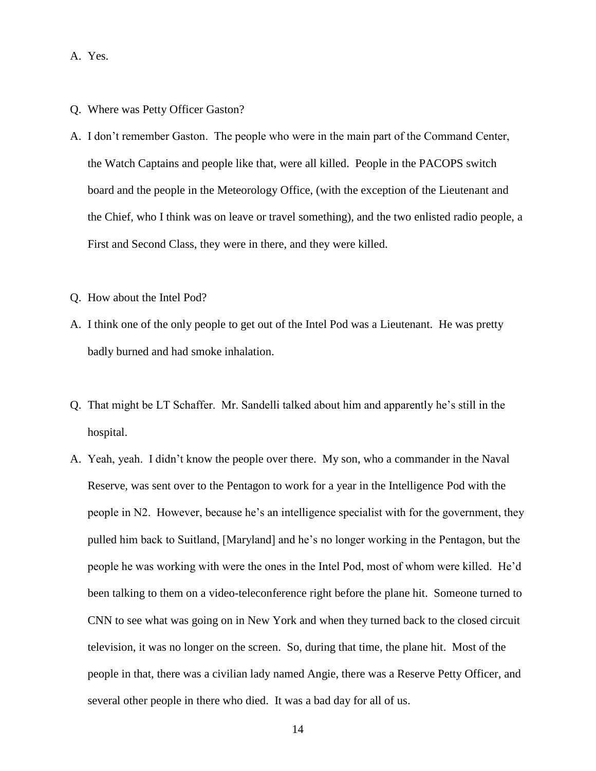A. Yes.

Q. Where was Petty Officer Gaston?

A. I don't remember Gaston. The people who were in the main part of the Command Center, the Watch Captains and people like that, were all killed. People in the PACOPS switch board and the people in the Meteorology Office, (with the exception of the Lieutenant and the Chief, who I think was on leave or travel something), and the two enlisted radio people, a First and Second Class, they were in there, and they were killed.

Q. How about the Intel Pod?

A. I think one of the only people to get out of the Intel Pod was a Lieutenant. He was pretty badly burned and had smoke inhalation.

Q. That might be LT Schaffer. Mr. Sandelli talked about him and apparently he's still in the hospital.

A. Yeah, yeah. I didn't know the people over there. My son, who a commander in the Naval Reserve, was sent over to the Pentagon to work for a year in the Intelligence Pod with the people in N2. However, because he's an intelligence specialist with for the government, they pulled him back to Suitland, [Maryland] and he's no longer working in the Pentagon, but the people he was working with were the ones in the Intel Pod, most of whom were killed. He'd been talking to them on a video-teleconference right before the plane hit. Someone turned to CNN to see what was going on in New York and when they turned back to the closed circuit television, it was no longer on the screen. So, during that time, the plane hit. Most of the people in that, there was a civilian lady named Angie, there was a Reserve Petty Officer, and several other people in there who died. It was a bad day for all of us.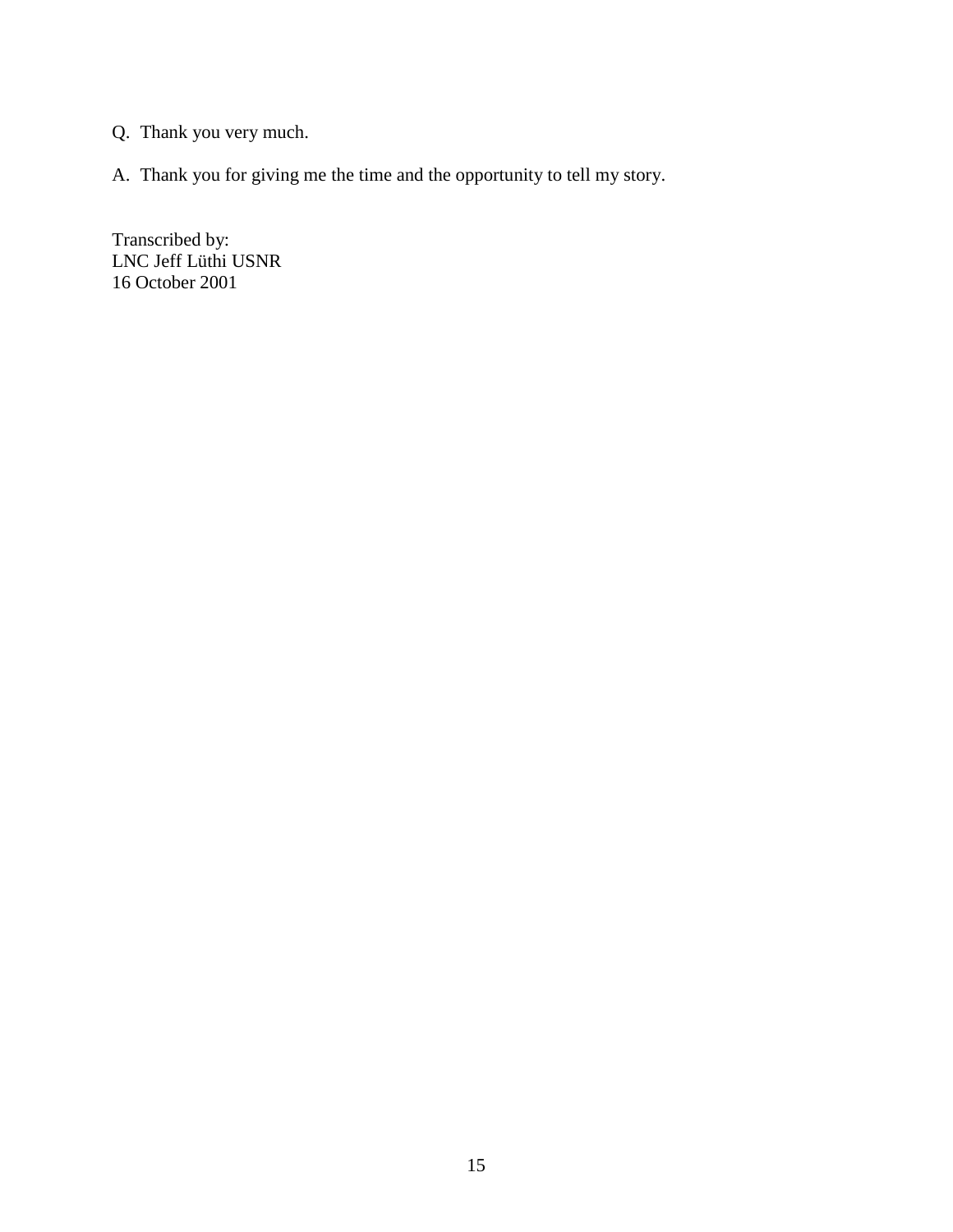Q. Thank you very much.

A. Thank you for giving me the time and the opportunity to tell my story.

Transcribed by:
LNC Jeff Lüthi USNR
16 October 2001